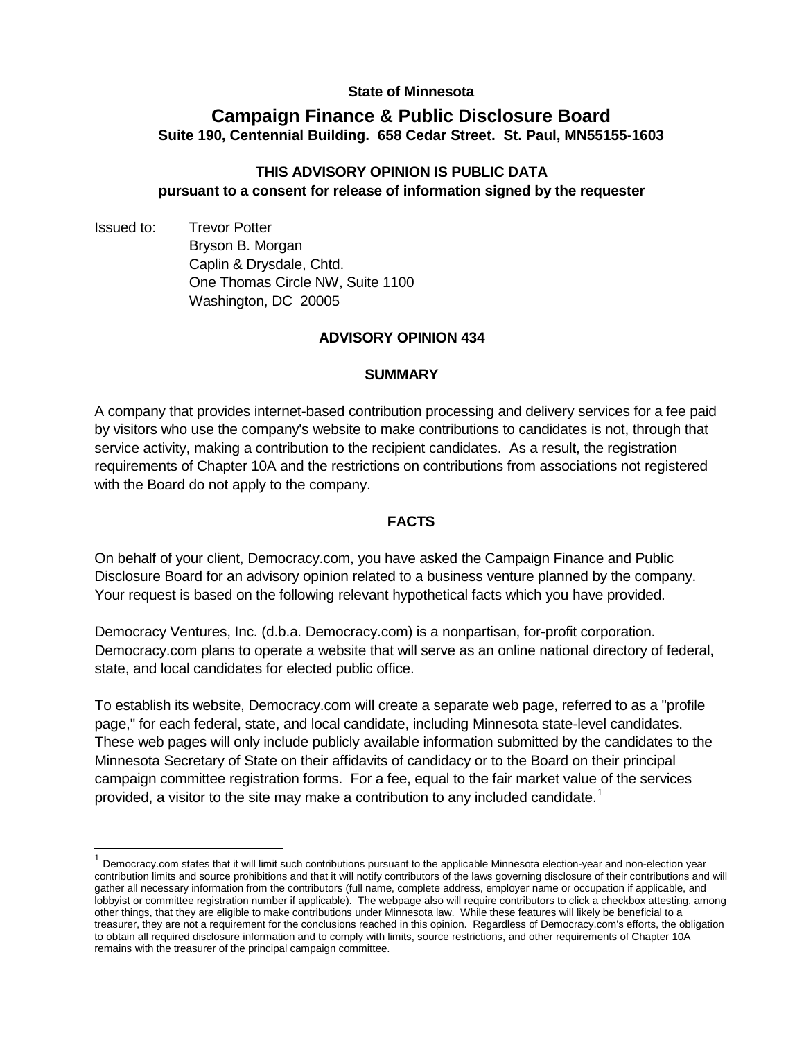**State of Minnesota**

# Campaign Finance & Public Disclosure Board

**Suite 190, Centennial Building. 658 Cedar Street. St. Paul, MN55155-1603**

**THIS ADVISORY OPINION IS PUBLIC DATA**
**pursuant to a consent for release of information signed by the requester**

Issued to: Trevor Potter
Bryson B. Morgan
Caplin & Drysdale, Chtd.
One Thomas Circle NW, Suite 1100
Washington, DC 20005

## ADVISORY OPINION 434

### SUMMARY

A company that provides internet-based contribution processing and delivery services for a fee paid by visitors who use the company's website to make contributions to candidates is not, through that service activity, making a contribution to the recipient candidates. As a result, the registration requirements of Chapter 10A and the restrictions on contributions from associations not registered with the Board do not apply to the company.

### FACTS

On behalf of your client, Democracy.com, you have asked the Campaign Finance and Public Disclosure Board for an advisory opinion related to a business venture planned by the company. Your request is based on the following relevant hypothetical facts which you have provided.

Democracy Ventures, Inc. (d.b.a. Democracy.com) is a nonpartisan, for-profit corporation. Democracy.com plans to operate a website that will serve as an online national directory of federal, state, and local candidates for elected public office.

To establish its website, Democracy.com will create a separate web page, referred to as a "profile page," for each federal, state, and local candidate, including Minnesota state-level candidates. These web pages will only include publicly available information submitted by the candidates to the Minnesota Secretary of State on their affidavits of candidacy or to the Board on their principal campaign committee registration forms. For a fee, equal to the fair market value of the services provided, a visitor to the site may make a contribution to any included candidate.[1]

---

[1] Democracy.com states that it will limit such contributions pursuant to the applicable Minnesota election-year and non-election year contribution limits and source prohibitions and that it will notify contributors of the laws governing disclosure of their contributions and will gather all necessary information from the contributors (full name, complete address, employer name or occupation if applicable, and lobbyist or committee registration number if applicable). The webpage also will require contributors to click a checkbox attesting, among other things, that they are eligible to make contributions under Minnesota law. While these features will likely be beneficial to a treasurer, they are not a requirement for the conclusions reached in this opinion. Regardless of Democracy.com's efforts, the obligation to obtain all required disclosure information and to comply with limits, source restrictions, and other requirements of Chapter 10A remains with the treasurer of the principal campaign committee.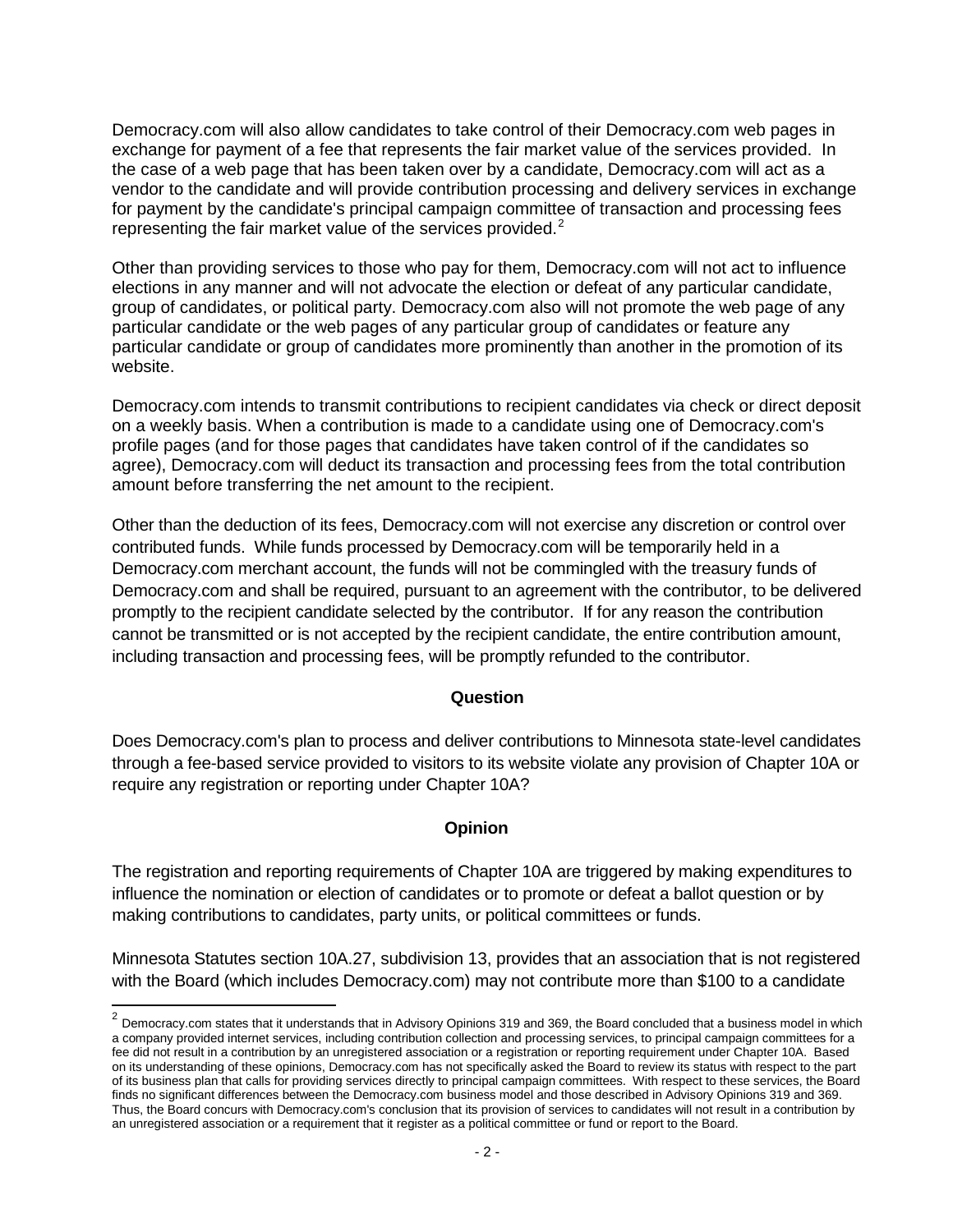Democracy.com will also allow candidates to take control of their Democracy.com web pages in exchange for payment of a fee that represents the fair market value of the services provided. In the case of a web page that has been taken over by a candidate, Democracy.com will act as a vendor to the candidate and will provide contribution processing and delivery services in exchange for payment by the candidate's principal campaign committee of transaction and processing fees representing the fair market value of the services provided.[2]

Other than providing services to those who pay for them, Democracy.com will not act to influence elections in any manner and will not advocate the election or defeat of any particular candidate, group of candidates, or political party. Democracy.com also will not promote the web page of any particular candidate or the web pages of any particular group of candidates or feature any particular candidate or group of candidates more prominently than another in the promotion of its website.

Democracy.com intends to transmit contributions to recipient candidates via check or direct deposit on a weekly basis. When a contribution is made to a candidate using one of Democracy.com's profile pages (and for those pages that candidates have taken control of if the candidates so agree), Democracy.com will deduct its transaction and processing fees from the total contribution amount before transferring the net amount to the recipient.

Other than the deduction of its fees, Democracy.com will not exercise any discretion or control over contributed funds. While funds processed by Democracy.com will be temporarily held in a Democracy.com merchant account, the funds will not be commingled with the treasury funds of Democracy.com and shall be required, pursuant to an agreement with the contributor, to be delivered promptly to the recipient candidate selected by the contributor. If for any reason the contribution cannot be transmitted or is not accepted by the recipient candidate, the entire contribution amount, including transaction and processing fees, will be promptly refunded to the contributor.

## Question

Does Democracy.com's plan to process and deliver contributions to Minnesota state-level candidates through a fee-based service provided to visitors to its website violate any provision of Chapter 10A or require any registration or reporting under Chapter 10A?

## Opinion

The registration and reporting requirements of Chapter 10A are triggered by making expenditures to influence the nomination or election of candidates or to promote or defeat a ballot question or by making contributions to candidates, party units, or political committees or funds.

Minnesota Statutes section 10A.27, subdivision 13, provides that an association that is not registered with the Board (which includes Democracy.com) may not contribute more than $100 to a candidate

---

[2] Democracy.com states that it understands that in Advisory Opinions 319 and 369, the Board concluded that a business model in which a company provided internet services, including contribution collection and processing services, to principal campaign committees for a fee did not result in a contribution by an unregistered association or a registration or reporting requirement under Chapter 10A. Based on its understanding of these opinions, Democracy.com has not specifically asked the Board to review its status with respect to the part of its business plan that calls for providing services directly to principal campaign committees. With respect to these services, the Board finds no significant differences between the Democracy.com business model and those described in Advisory Opinions 319 and 369. Thus, the Board concurs with Democracy.com's conclusion that its provision of services to candidates will not result in a contribution by an unregistered association or a requirement that it register as a political committee or fund or report to the Board.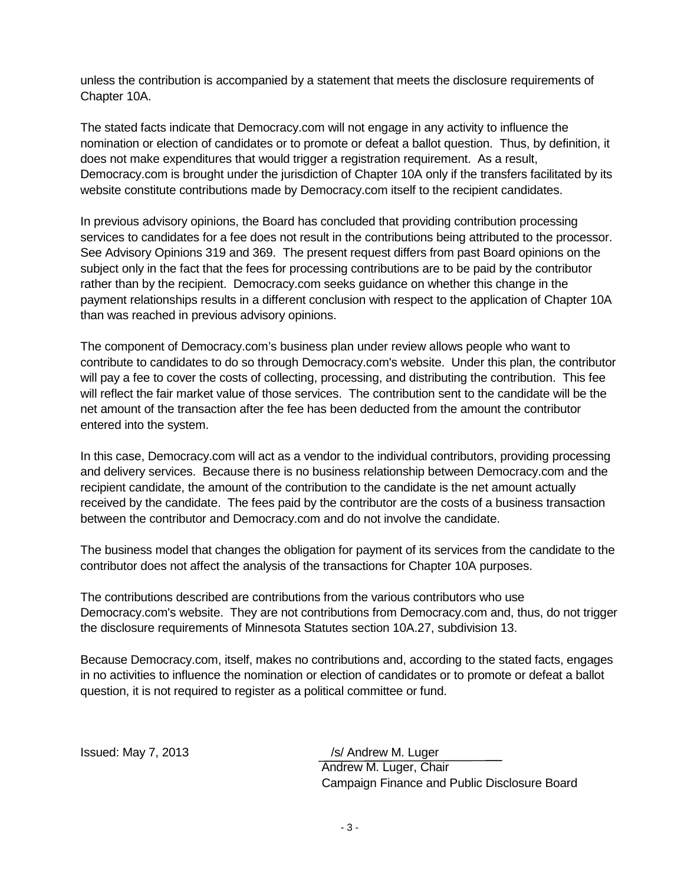unless the contribution is accompanied by a statement that meets the disclosure requirements of Chapter 10A.

The stated facts indicate that Democracy.com will not engage in any activity to influence the nomination or election of candidates or to promote or defeat a ballot question. Thus, by definition, it does not make expenditures that would trigger a registration requirement. As a result, Democracy.com is brought under the jurisdiction of Chapter 10A only if the transfers facilitated by its website constitute contributions made by Democracy.com itself to the recipient candidates.

In previous advisory opinions, the Board has concluded that providing contribution processing services to candidates for a fee does not result in the contributions being attributed to the processor. See Advisory Opinions 319 and 369. The present request differs from past Board opinions on the subject only in the fact that the fees for processing contributions are to be paid by the contributor rather than by the recipient. Democracy.com seeks guidance on whether this change in the payment relationships results in a different conclusion with respect to the application of Chapter 10A than was reached in previous advisory opinions.

The component of Democracy.com's business plan under review allows people who want to contribute to candidates to do so through Democracy.com's website. Under this plan, the contributor will pay a fee to cover the costs of collecting, processing, and distributing the contribution. This fee will reflect the fair market value of those services. The contribution sent to the candidate will be the net amount of the transaction after the fee has been deducted from the amount the contributor entered into the system.

In this case, Democracy.com will act as a vendor to the individual contributors, providing processing and delivery services. Because there is no business relationship between Democracy.com and the recipient candidate, the amount of the contribution to the candidate is the net amount actually received by the candidate. The fees paid by the contributor are the costs of a business transaction between the contributor and Democracy.com and do not involve the candidate.

The business model that changes the obligation for payment of its services from the candidate to the contributor does not affect the analysis of the transactions for Chapter 10A purposes.

The contributions described are contributions from the various contributors who use Democracy.com's website. They are not contributions from Democracy.com and, thus, do not trigger the disclosure requirements of Minnesota Statutes section 10A.27, subdivision 13.

Because Democracy.com, itself, makes no contributions and, according to the stated facts, engages in no activities to influence the nomination or election of candidates or to promote or defeat a ballot question, it is not required to register as a political committee or fund.

Issued: May 7, 2013

/s/ Andrew M. Luger
Andrew M. Luger, Chair
Campaign Finance and Public Disclosure Board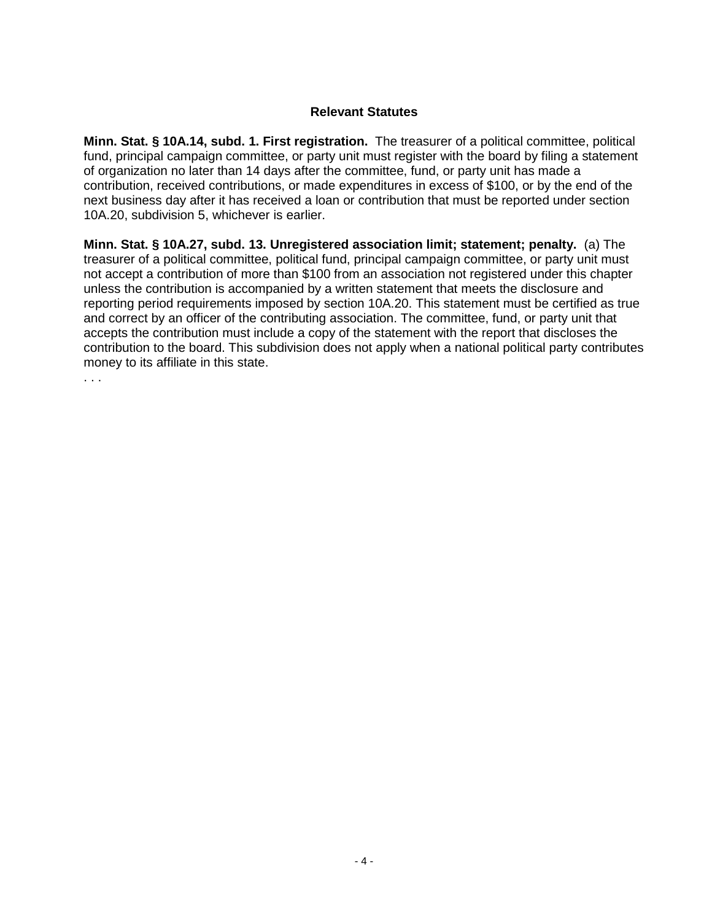## Relevant Statutes

**Minn. Stat. § 10A.14, subd. 1. First registration.** The treasurer of a political committee, political fund, principal campaign committee, or party unit must register with the board by filing a statement of organization no later than 14 days after the committee, fund, or party unit has made a contribution, received contributions, or made expenditures in excess of $100, or by the end of the next business day after it has received a loan or contribution that must be reported under section 10A.20, subdivision 5, whichever is earlier.

**Minn. Stat. § 10A.27, subd. 13. Unregistered association limit; statement; penalty.** (a) The treasurer of a political committee, political fund, principal campaign committee, or party unit must not accept a contribution of more than $100 from an association not registered under this chapter unless the contribution is accompanied by a written statement that meets the disclosure and reporting period requirements imposed by section 10A.20. This statement must be certified as true and correct by an officer of the contributing association. The committee, fund, or party unit that accepts the contribution must include a copy of the statement with the report that discloses the contribution to the board. This subdivision does not apply when a national political party contributes money to its affiliate in this state.

. . .